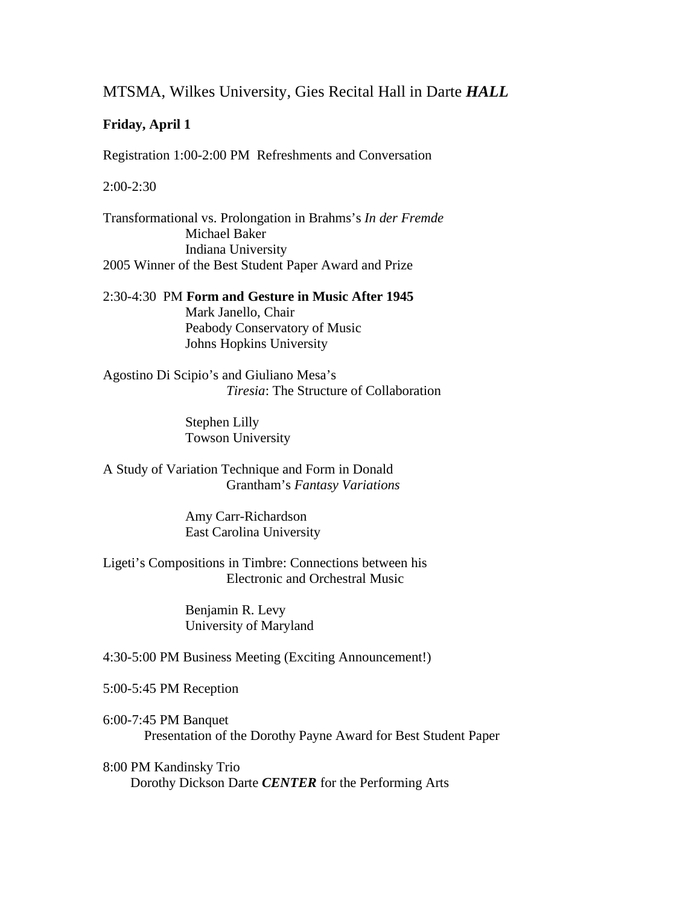MTSMA, Wilkes University, Gies Recital Hall in Darte ***HALL***

**Friday, April 1**

Registration 1:00-2:00 PM  Refreshments and Conversation

2:00-2:30

Transformational vs. Prolongation in Brahms's *In der Fremde*
Michael Baker
Indiana University
2005 Winner of the Best Student Paper Award and Prize

2:30-4:30 PM **Form and Gesture in Music After 1945**
Mark Janello, Chair
Peabody Conservatory of Music
Johns Hopkins University

Agostino Di Scipio's and Giuliano Mesa's
*Tiresia*: The Structure of Collaboration

Stephen Lilly
Towson University

A Study of Variation Technique and Form in Donald
Grantham's *Fantasy Variations*

Amy Carr-Richardson
East Carolina University

Ligeti's Compositions in Timbre: Connections between his
Electronic and Orchestral Music

Benjamin R. Levy
University of Maryland

4:30-5:00 PM Business Meeting (Exciting Announcement!)

5:00-5:45 PM Reception

6:00-7:45 PM Banquet
Presentation of the Dorothy Payne Award for Best Student Paper

8:00 PM Kandinsky Trio
Dorothy Dickson Darte ***CENTER*** for the Performing Arts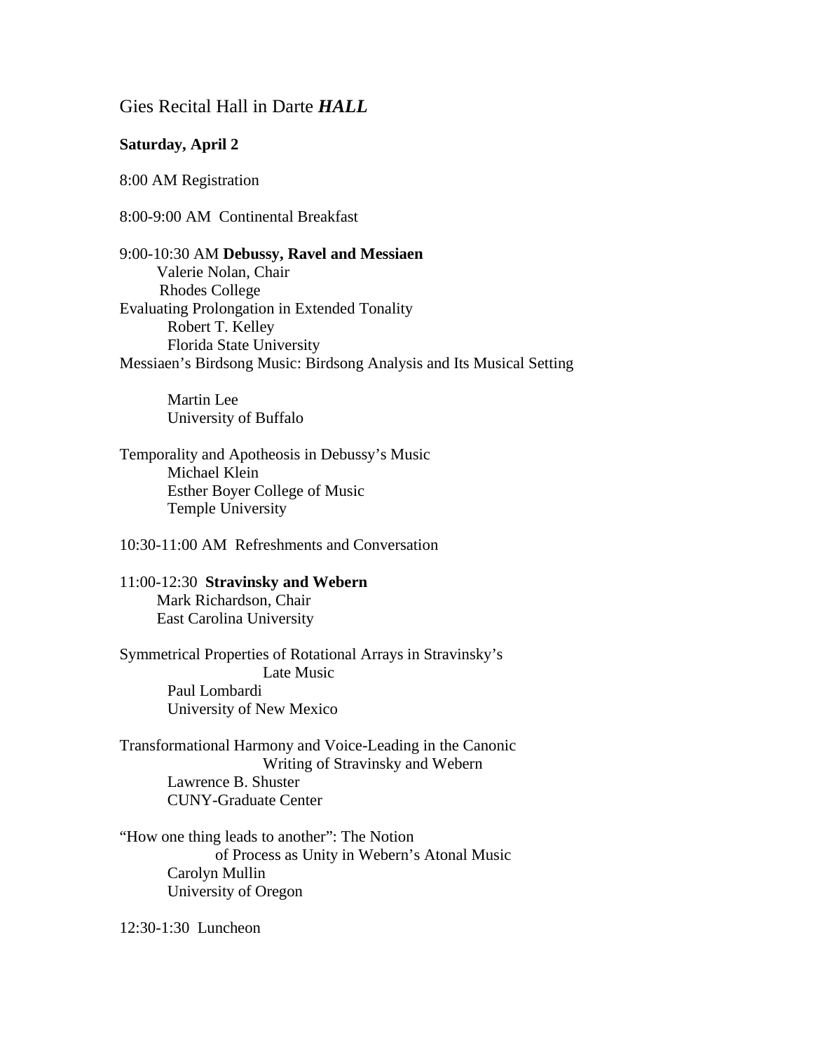Gies Recital Hall in Darte ***HALL***

**Saturday, April 2**

8:00 AM Registration

8:00-9:00 AM Continental Breakfast

9:00-10:30 AM **Debussy, Ravel and Messiaen**
Valerie Nolan, Chair
Rhodes College

Evaluating Prolongation in Extended Tonality
Robert T. Kelley
Florida State University

Messiaen's Birdsong Music: Birdsong Analysis and Its Musical Setting
Martin Lee
University of Buffalo

Temporality and Apotheosis in Debussy's Music
Michael Klein
Esther Boyer College of Music
Temple University

10:30-11:00 AM Refreshments and Conversation

11:00-12:30 **Stravinsky and Webern**
Mark Richardson, Chair
East Carolina University

Symmetrical Properties of Rotational Arrays in Stravinsky's Late Music
Paul Lombardi
University of New Mexico

Transformational Harmony and Voice-Leading in the Canonic Writing of Stravinsky and Webern
Lawrence B. Shuster
CUNY-Graduate Center

"How one thing leads to another": The Notion of Process as Unity in Webern's Atonal Music
Carolyn Mullin
University of Oregon

12:30-1:30 Luncheon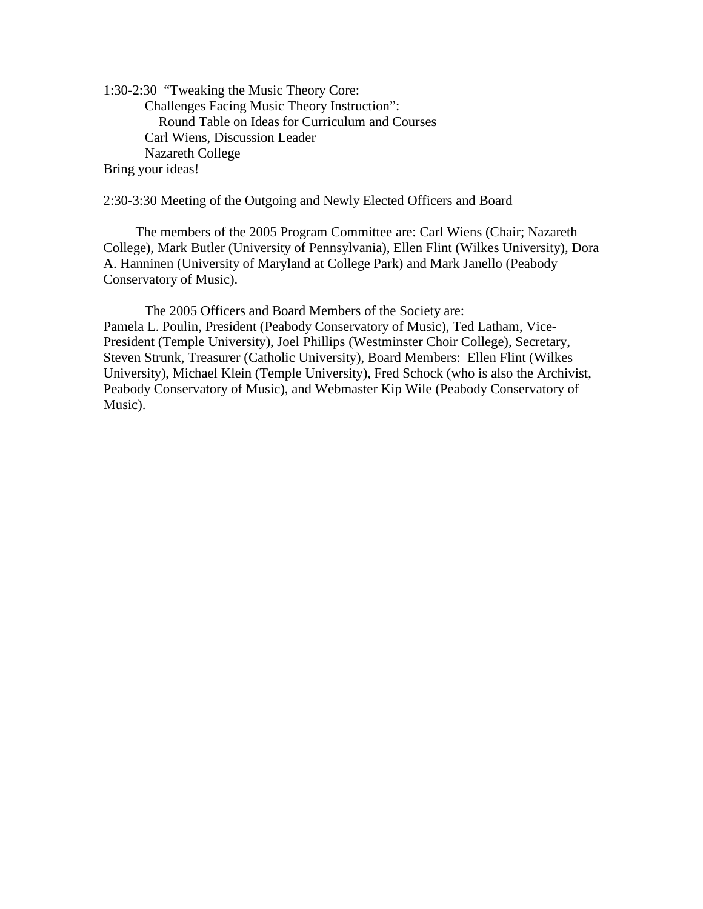1:30-2:30 "Tweaking the Music Theory Core:
Challenges Facing Music Theory Instruction":
Round Table on Ideas for Curriculum and Courses
Carl Wiens, Discussion Leader
Nazareth College
Bring your ideas!

2:30-3:30 Meeting of the Outgoing and Newly Elected Officers and Board

The members of the 2005 Program Committee are: Carl Wiens (Chair; Nazareth College), Mark Butler (University of Pennsylvania), Ellen Flint (Wilkes University), Dora A. Hanninen (University of Maryland at College Park) and Mark Janello (Peabody Conservatory of Music).

The 2005 Officers and Board Members of the Society are:
Pamela L. Poulin, President (Peabody Conservatory of Music), Ted Latham, Vice-President (Temple University), Joel Phillips (Westminster Choir College), Secretary, Steven Strunk, Treasurer (Catholic University), Board Members: Ellen Flint (Wilkes University), Michael Klein (Temple University), Fred Schock (who is also the Archivist, Peabody Conservatory of Music), and Webmaster Kip Wile (Peabody Conservatory of Music).